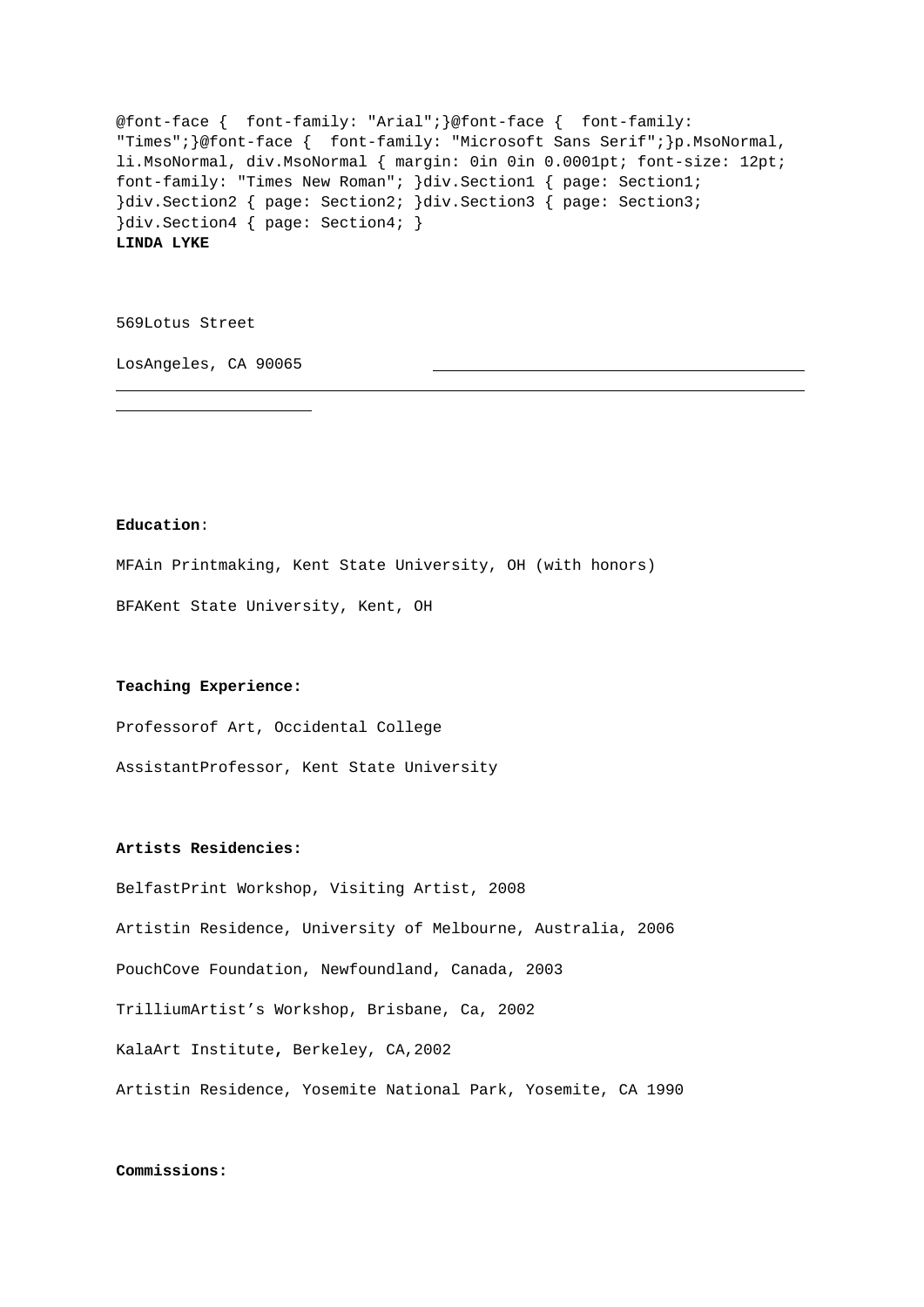```
@font-face {  font-family: "Arial";}@font-face {  font-family: "Times";}@font-face {  font-family: "Microsoft Sans Serif";}p.MsoNormal, li.MsoNormal, div.MsoNormal { margin: 0in 0in 0.0001pt; font-size: 12pt; font-family: "Times New Roman"; }div.Section1 { page: Section1; }div.Section2 { page: Section2; }div.Section3 { page: Section3; }div.Section4 { page: Section4; }
```

**LINDA LYKE**

569Lotus Street

LosAngeles, CA 90065

**Education**:

MFAin Printmaking, Kent State University, OH (with honors)

BFAKent State University, Kent, OH

**Teaching Experience:**

Professorof Art, Occidental College

AssistantProfessor, Kent State University

**Artists Residencies:**

BelfastPrint Workshop, Visiting Artist, 2008

Artistin Residence, University of Melbourne, Australia, 2006

PouchCove Foundation, Newfoundland, Canada, 2003

TrilliumArtist's Workshop, Brisbane, Ca, 2002

KalaArt Institute, Berkeley, CA,2002

Artistin Residence, Yosemite National Park, Yosemite, CA 1990

**Commissions:**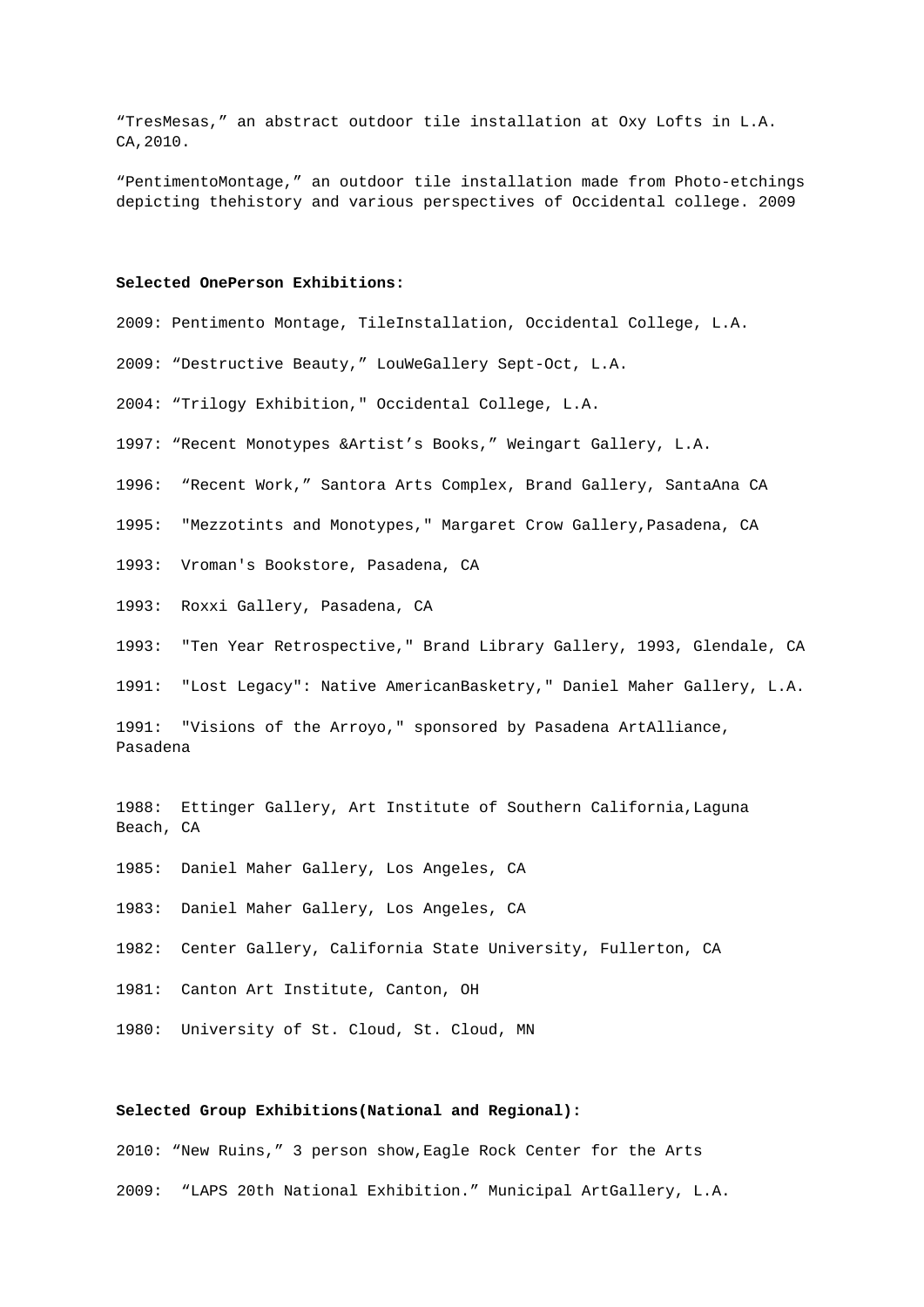"TresMesas," an abstract outdoor tile installation at Oxy Lofts in L.A. CA,2010.

"PentimentoMontage," an outdoor tile installation made from Photo-etchings depicting thehistory and various perspectives of Occidental college. 2009

**Selected OnePerson Exhibitions:**

2009: Pentimento Montage, TileInstallation, Occidental College, L.A.

2009: "Destructive Beauty," LouWeGallery Sept-Oct, L.A.

2004: "Trilogy Exhibition," Occidental College, L.A.

1997: "Recent Monotypes &Artist's Books," Weingart Gallery, L.A.

1996: "Recent Work," Santora Arts Complex, Brand Gallery, SantaAna CA

1995: "Mezzotints and Monotypes," Margaret Crow Gallery,Pasadena, CA

1993: Vroman's Bookstore, Pasadena, CA

1993: Roxxi Gallery, Pasadena, CA

1993: "Ten Year Retrospective," Brand Library Gallery, 1993, Glendale, CA

1991: "Lost Legacy": Native AmericanBasketry," Daniel Maher Gallery, L.A.

1991: "Visions of the Arroyo," sponsored by Pasadena ArtAlliance, Pasadena

1988: Ettinger Gallery, Art Institute of Southern California,Laguna Beach, CA

1985: Daniel Maher Gallery, Los Angeles, CA

1983: Daniel Maher Gallery, Los Angeles, CA

1982: Center Gallery, California State University, Fullerton, CA

1981: Canton Art Institute, Canton, OH

1980: University of St. Cloud, St. Cloud, MN

**Selected Group Exhibitions(National and Regional):**

2010: "New Ruins," 3 person show,Eagle Rock Center for the Arts

2009: "LAPS 20th National Exhibition." Municipal ArtGallery, L.A.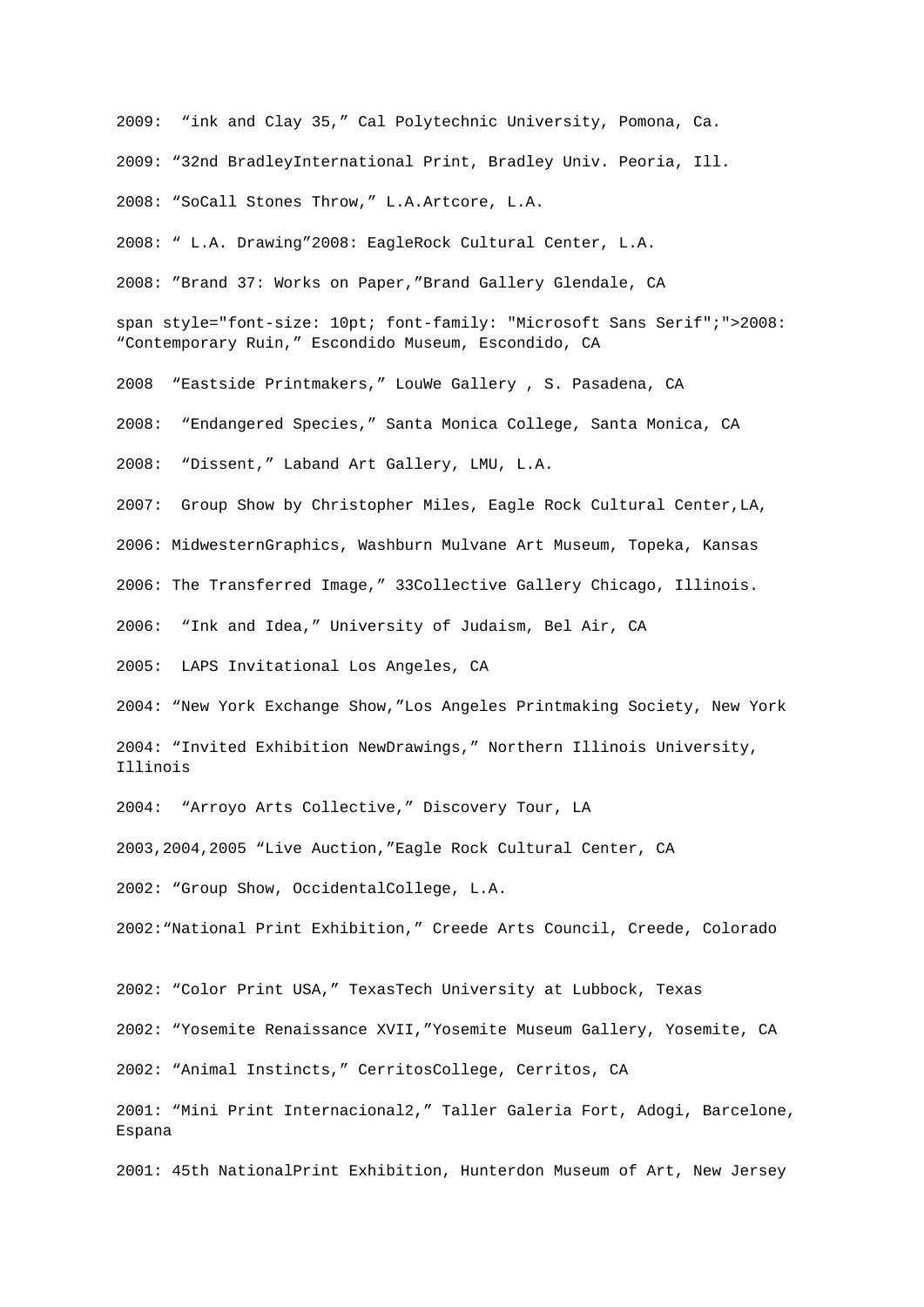2009: “ink and Clay 35,” Cal Polytechnic University, Pomona, Ca.

2009: “32nd BradleyInternational Print, Bradley Univ. Peoria, Ill.

2008: “SoCall Stones Throw,” L.A.Artcore, L.A.

2008: “ L.A. Drawing”2008: EagleRock Cultural Center, L.A.

2008: ”Brand 37: Works on Paper,”Brand Gallery Glendale, CA

span style="font-size: 10pt; font-family: "Microsoft Sans Serif";">2008: “Contemporary Ruin,” Escondido Museum, Escondido, CA

2008 “Eastside Printmakers,” LouWe Gallery , S. Pasadena, CA

2008: “Endangered Species,” Santa Monica College, Santa Monica, CA

2008: “Dissent,” Laband Art Gallery, LMU, L.A.

2007: Group Show by Christopher Miles, Eagle Rock Cultural Center,LA,

2006: MidwesternGraphics, Washburn Mulvane Art Museum, Topeka, Kansas

2006: The Transferred Image,” 33Collective Gallery Chicago, Illinois.

2006: “Ink and Idea,” University of Judaism, Bel Air, CA

2005: LAPS Invitational Los Angeles, CA

2004: “New York Exchange Show,”Los Angeles Printmaking Society, New York

2004: “Invited Exhibition NewDrawings,” Northern Illinois University, Illinois

2004: “Arroyo Arts Collective,” Discovery Tour, LA

2003,2004,2005 “Live Auction,”Eagle Rock Cultural Center, CA

2002: “Group Show, OccidentalCollege, L.A.

2002:“National Print Exhibition,” Creede Arts Council, Creede, Colorado

2002: “Color Print USA,” TexasTech University at Lubbock, Texas

2002: “Yosemite Renaissance XVII,”Yosemite Museum Gallery, Yosemite, CA

2002: “Animal Instincts,” CerritosCollege, Cerritos, CA

2001: “Mini Print Internacional2,” Taller Galeria Fort, Adogi, Barcelone, Espana

2001: 45th NationalPrint Exhibition, Hunterdon Museum of Art, New Jersey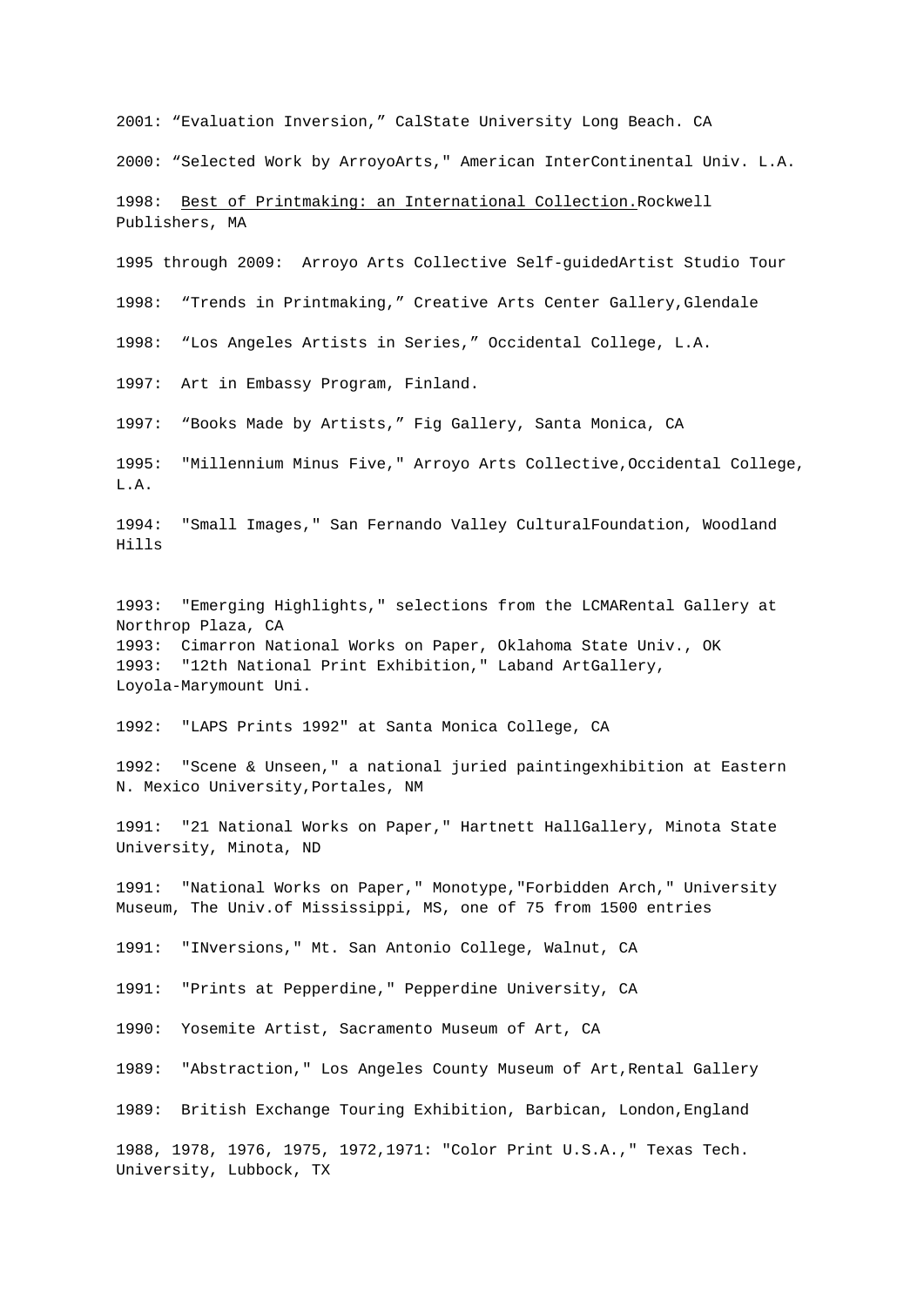2001: “Evaluation Inversion,” CalState University Long Beach. CA

2000: “Selected Work by ArroyoArts," American InterContinental Univ. L.A.

1998: <u>Best of Printmaking: an International Collection.</u>Rockwell Publishers, MA

1995 through 2009: Arroyo Arts Collective Self-guidedArtist Studio Tour

1998: “Trends in Printmaking,” Creative Arts Center Gallery,Glendale

1998: “Los Angeles Artists in Series,” Occidental College, L.A.

1997: Art in Embassy Program, Finland.

1997: “Books Made by Artists,” Fig Gallery, Santa Monica, CA

1995: "Millennium Minus Five," Arroyo Arts Collective,Occidental College, L.A.

1994: "Small Images," San Fernando Valley CulturalFoundation, Woodland Hills

1993: "Emerging Highlights," selections from the LCMARental Gallery at Northrop Plaza, CA
1993: Cimarron National Works on Paper, Oklahoma State Univ., OK
1993: "12th National Print Exhibition," Laband ArtGallery, Loyola-Marymount Uni.

1992: "LAPS Prints 1992" at Santa Monica College, CA

1992: "Scene & Unseen," a national juried paintingexhibition at Eastern N. Mexico University,Portales, NM

1991: "21 National Works on Paper," Hartnett HallGallery, Minota State University, Minota, ND

1991: "National Works on Paper," Monotype,"Forbidden Arch," University Museum, The Univ.of Mississippi, MS, one of 75 from 1500 entries

1991: "INversions," Mt. San Antonio College, Walnut, CA

1991: "Prints at Pepperdine," Pepperdine University, CA

1990: Yosemite Artist, Sacramento Museum of Art, CA

1989: "Abstraction," Los Angeles County Museum of Art,Rental Gallery

1989: British Exchange Touring Exhibition, Barbican, London,England

1988, 1978, 1976, 1975, 1972,1971: "Color Print U.S.A.," Texas Tech. University, Lubbock, TX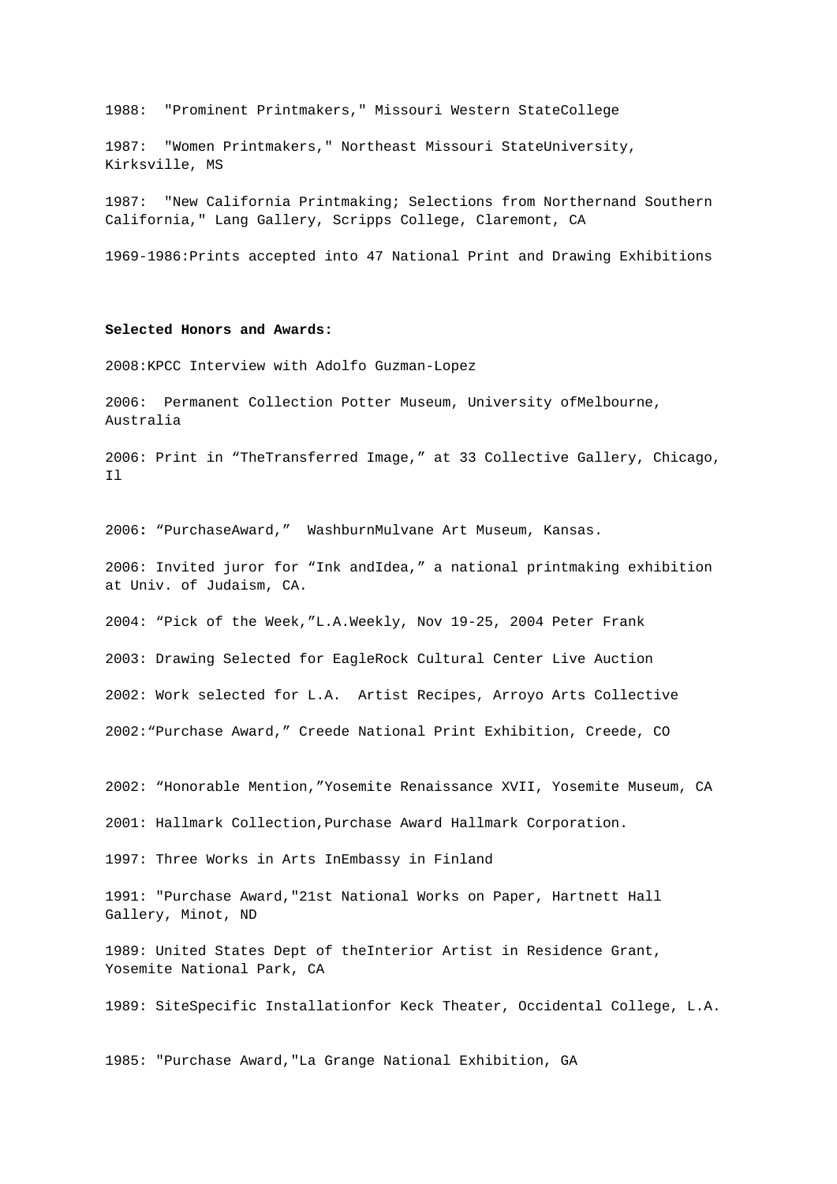1988: "Prominent Printmakers," Missouri Western StateCollege

1987: "Women Printmakers," Northeast Missouri StateUniversity, Kirksville, MS

1987: "New California Printmaking; Selections from Northernand Southern California," Lang Gallery, Scripps College, Claremont, CA

1969-1986:Prints accepted into 47 National Print and Drawing Exhibitions

**Selected Honors and Awards:**

2008:KPCC Interview with Adolfo Guzman-Lopez

2006: Permanent Collection Potter Museum, University ofMelbourne, Australia

2006: Print in "TheTransferred Image," at 33 Collective Gallery, Chicago, Il

2006: "PurchaseAward," WashburnMulvane Art Museum, Kansas.

2006: Invited juror for "Ink andIdea," a national printmaking exhibition at Univ. of Judaism, CA.

2004: "Pick of the Week,"L.A.Weekly, Nov 19-25, 2004 Peter Frank

2003: Drawing Selected for EagleRock Cultural Center Live Auction

2002: Work selected for L.A. Artist Recipes, Arroyo Arts Collective

2002:"Purchase Award," Creede National Print Exhibition, Creede, CO

2002: "Honorable Mention,"Yosemite Renaissance XVII, Yosemite Museum, CA

2001: Hallmark Collection,Purchase Award Hallmark Corporation.

1997: Three Works in Arts InEmbassy in Finland

1991: "Purchase Award,"21st National Works on Paper, Hartnett Hall Gallery, Minot, ND

1989: United States Dept of theInterior Artist in Residence Grant, Yosemite National Park, CA

1989: SiteSpecific Installationfor Keck Theater, Occidental College, L.A.

1985: "Purchase Award,"La Grange National Exhibition, GA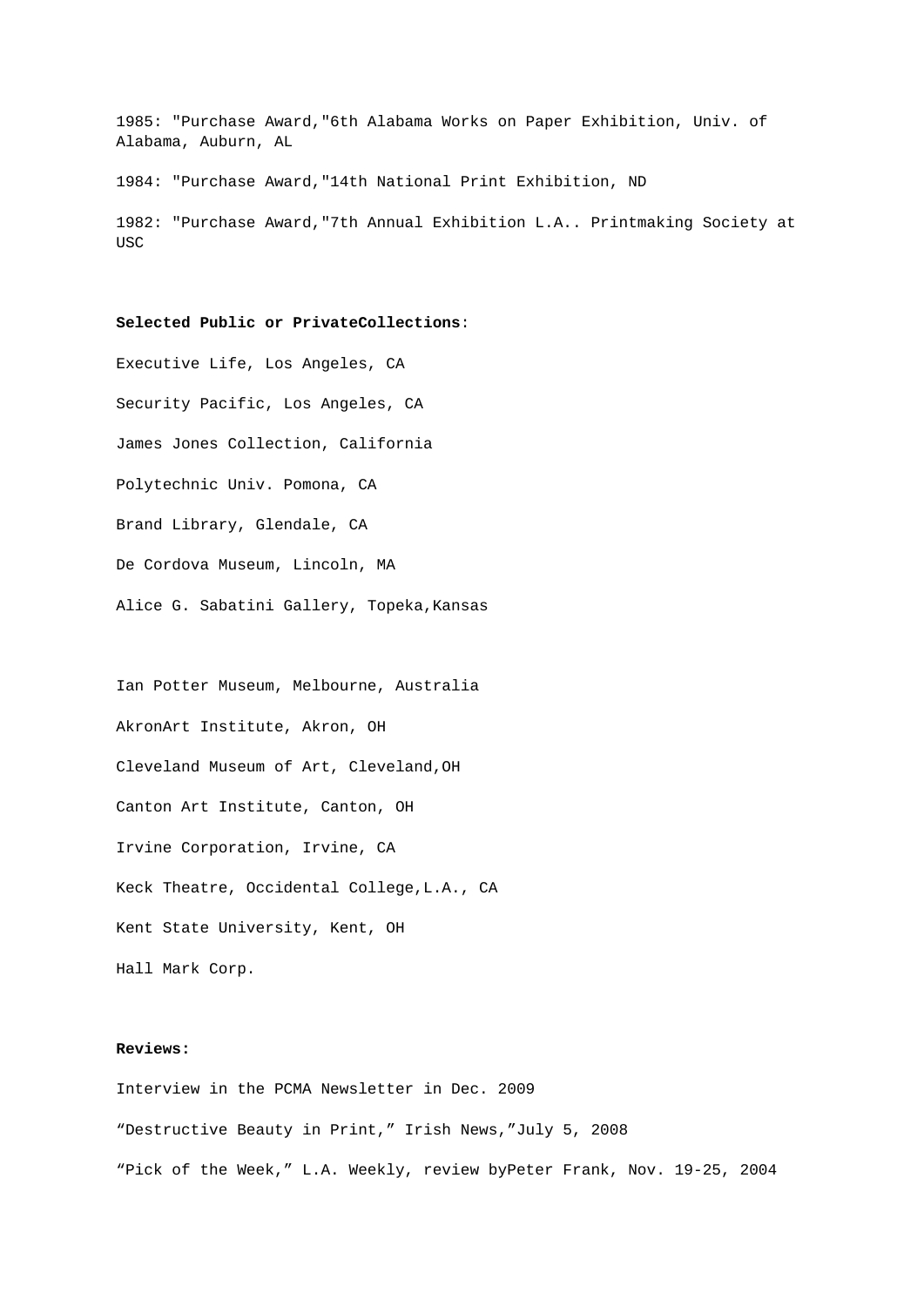1985: "Purchase Award,"6th Alabama Works on Paper Exhibition, Univ. of Alabama, Auburn, AL

1984: "Purchase Award,"14th National Print Exhibition, ND

1982: "Purchase Award,"7th Annual Exhibition L.A.. Printmaking Society at USC

**Selected Public or PrivateCollections**:

Executive Life, Los Angeles, CA

Security Pacific, Los Angeles, CA

James Jones Collection, California

Polytechnic Univ. Pomona, CA

Brand Library, Glendale, CA

De Cordova Museum, Lincoln, MA

Alice G. Sabatini Gallery, Topeka,Kansas

Ian Potter Museum, Melbourne, Australia

AkronArt Institute, Akron, OH

Cleveland Museum of Art, Cleveland,OH

Canton Art Institute, Canton, OH

Irvine Corporation, Irvine, CA

Keck Theatre, Occidental College,L.A., CA

Kent State University, Kent, OH

Hall Mark Corp.

**Reviews:**

Interview in the PCMA Newsletter in Dec. 2009

“Destructive Beauty in Print,” Irish News,”July 5, 2008

“Pick of the Week,” L.A. Weekly, review byPeter Frank, Nov. 19-25, 2004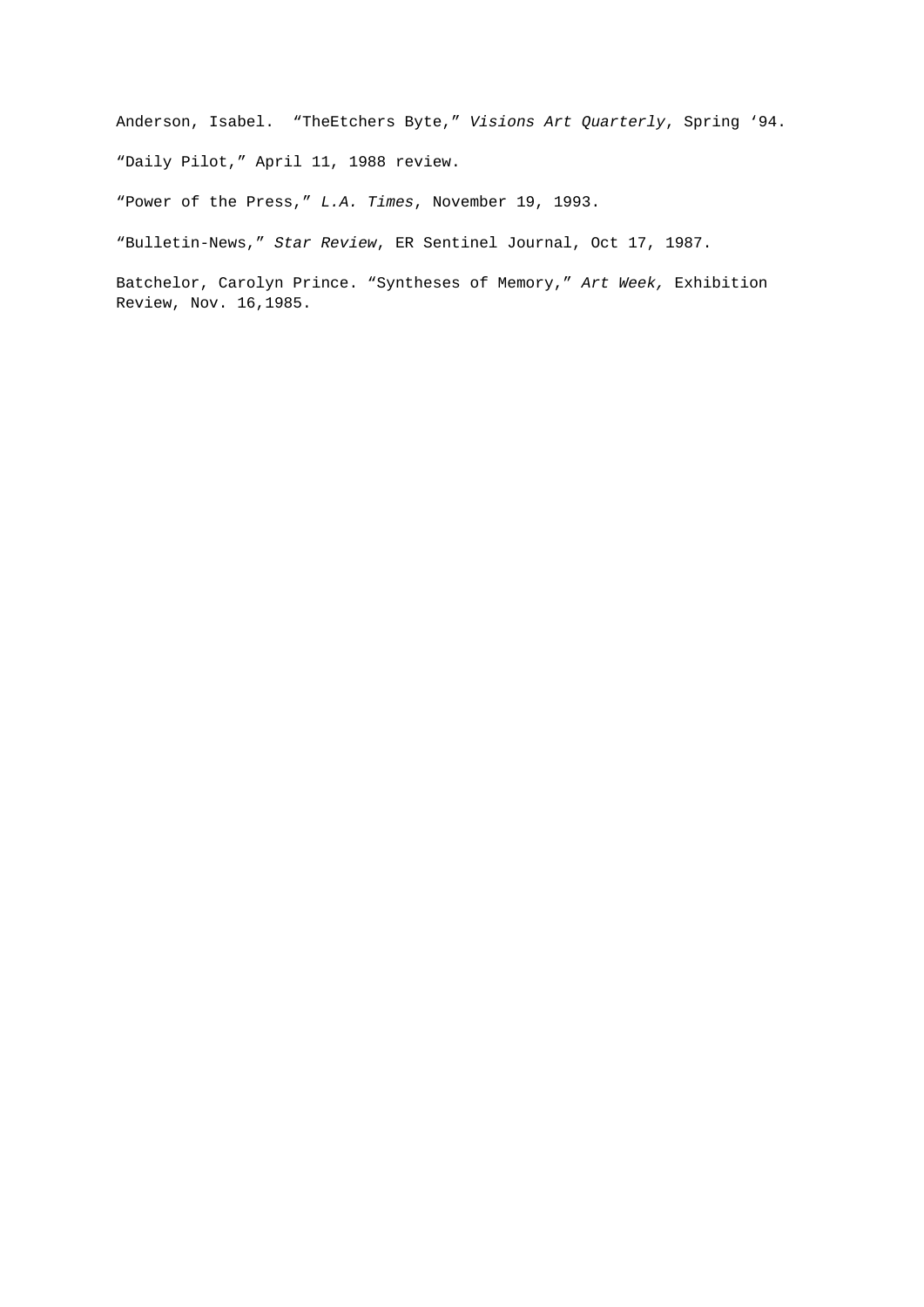Anderson, Isabel.  “TheEtchers Byte,” *Visions Art Quarterly*, Spring ‘94.

“Daily Pilot,” April 11, 1988 review.

“Power of the Press,” *L.A. Times*, November 19, 1993.

“Bulletin-News,” *Star Review*, ER Sentinel Journal, Oct 17, 1987.

Batchelor, Carolyn Prince. “Syntheses of Memory,” *Art Week,* Exhibition Review, Nov. 16,1985.